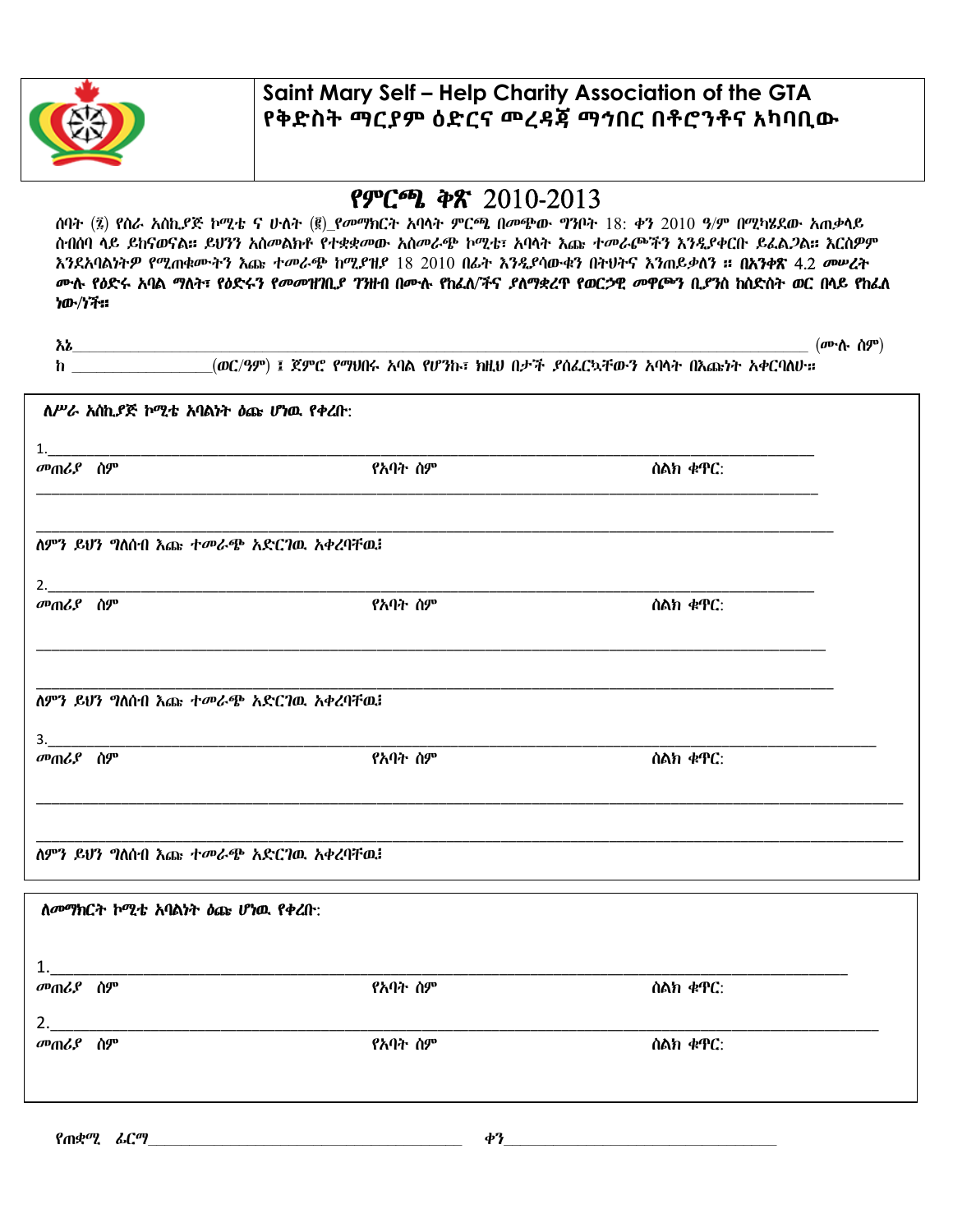# Saint Mary Self – Help Charity Association of the GTA
# የቅድስት ማርያም ዕድርና መረዳጃ ማኅበር በቶሮንቶና አካባቢው

## የምርጫ ቅጽ 2010-2013

ሰባት (፯) የስራ አስኪያጅ ኮሚቴ ና ሁለት (፪) የመማክርት አባላት ምርጫ በመጭው ግንቦት 18: ቀን 2010 ዓ/ም በሚካሄደው አጠቃላይ ስብሰባ ላይ ይከናወናል። ይህንን አስመልክቶ የተቋቋመው አስመራጭ ኮሚቴ፣ አባላት እጩ ተመራጮችን እንዲያቀርቡ ይፈልጋል። እርስዎም እንደአባልነትዎ የሚጠቁሙትን እጩ ተመራጭ ከሚያዝያ 18 2010 በፊት እንዲያሳውቁን በትህትና እንጠይቃለን ። **በአንቀጽ 4.2 መሠረት ሙሉ የዕድሩ አባል ማለት፣ የዕድሩን የመመዝገቢያ ገንዘብ በሙሉ የከፈለ/ችና ያለማቋረጥ የወርኃዊ መዋጮን ቢያንስ ከስድስት ወር በላይ የከፈለ ነው/ነች።**

እኔ ________________________________________________ (ሙሉ ስም)
ከ ____________ (ወር/ዓም) ፤ ጀምሮ የማህበሩ አባል የሆንኩ፣ ከዚህ በታች ያሰፈርኳቸውን አባላት በእጩነት አቀርባለሁ።

---

**ለሥራ አስኪያጅ ኮሚቴ አባልነት ዕጩ ሆነዉ የቀረቡ:**

1. ________________________________________________
መጠሪያ ስም | የአባት ስም | ስልክ ቁጥር:

________________________________________________

________________________________________________
ለምን ይህን ግለሰብ እጩ ተመራጭ አድርገዉ አቀረባቸዉ፧

2. ________________________________________________
መጠሪያ ስም | የአባት ስም | ስልክ ቁጥር:

________________________________________________

________________________________________________
ለምን ይህን ግለሰብ እጩ ተመራጭ አድርገዉ አቀረባቸዉ፧

3. ________________________________________________
መጠሪያ ስም | የአባት ስም | ስልክ ቁጥር:

________________________________________________

________________________________________________
ለምን ይህን ግለሰብ እጩ ተመራጭ አድርገዉ አቀረባቸዉ፧

---

**ለመማክርት ኮሚቴ አባልነት ዕጩ ሆነዉ የቀረቡ:**

1. ________________________________________________
መጠሪያ ስም | የአባት ስም | ስልክ ቁጥር:

2. ________________________________________________
መጠሪያ ስም | የአባት ስም | ስልክ ቁጥር:

---

የጠቋሚ ፊርማ ______________________ ቀን ______________________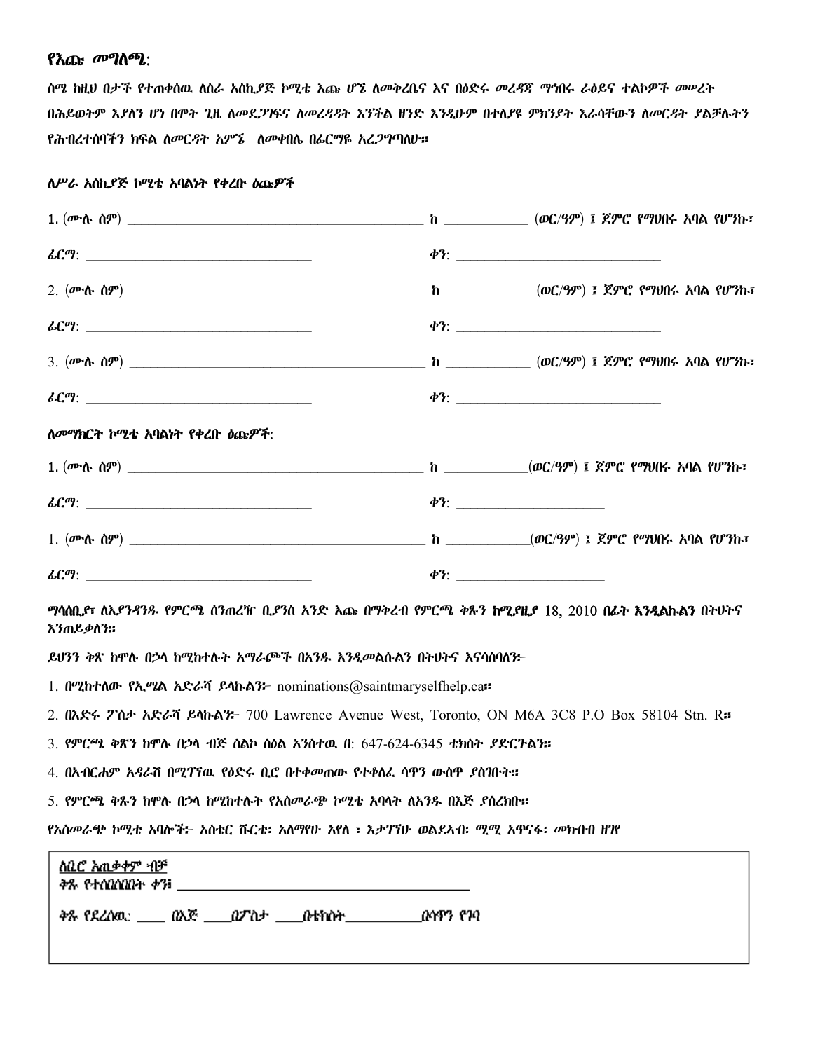### የእጩ መግለጫ:

***ስሜ ከዚህ በታች የተጠቀሰዉ ለስራ አስኪያጅ ኮሚቴ እጩ ሆኜ ለመቅረቤና እና በዕድሩ መረዳጃ ማኅበሩ ራዕይና ተልኮዎች መሠረት በሕይወትም እያለን ሆነ በሞት ጊዜ ለመደጋገፍና ለመረዳዳት እንችል ዘንድ እንዲሁም በተለያዩ ምክንያት እራሳቸውን ለመርዳት ያልቻሉትን የሕብረተሰባችን ክፍል ለመርዳት አምኜ ለመቀበሌ በፊርማዬ አረጋግጣለሁ።***

#### ለሥራ አስኪያጅ ኮሚቴ አባልነት የቀረቡ ዕጩዎች

1. (ሙሉ ስም) ______________________________________ ከ __________ (ወር/ዓም) ፤ ጀምሮ የማህበሩ አባል የሆንኩ፣

ፊርማ: ______________________________ ቀን: ______________________________

2. (ሙሉ ስም) ______________________________________ ከ __________ (ወር/ዓም) ፤ ጀምሮ የማህበሩ አባል የሆንኩ፣

ፊርማ: ______________________________ ቀን: ______________________________

3. (ሙሉ ስም) ______________________________________ ከ __________ (ወር/ዓም) ፤ ጀምሮ የማህበሩ አባል የሆንኩ፣

ፊርማ: ______________________________ ቀን: ______________________________

#### ለመማክርት ኮሚቴ አባልነት የቀረቡ ዕጩዎች:

1. (ሙሉ ስም) ______________________________________ ከ __________(ወር/ዓም) ፤ ጀምሮ የማህበሩ አባል የሆንኩ፣

ፊርማ: ______________________________ ቀን: ____________________

1. (ሙሉ ስም) ______________________________________ ከ __________(ወር/ዓም) ፤ ጀምሮ የማህበሩ አባል የሆንኩ፣

ፊርማ: ______________________________ ቀን: ____________________

***ማሳሰቢያ፣ ለእያንዳንዱ የምርጫ ሰንጠረዥ ቢያንስ አንድ እጩ በማቅረብ የምርጫ ቅጹን ከሚያዚያ* 18, 2010 *በፊት እንዲልኩልን በትህትና እንጠይቃለን።***

***ይህንን ቅጽ ከሞሉ በኃላ ከሚከተሉት አማራጮች በአንዱ እንዲመልሱልን በትህትና እናሳስባለን፦***

1. በሚከተለው የኢሜል አድራሻ ይላኩልን፦ nominations@saintmaryselfhelp.ca።
2. በእድሩ ፖስታ አድራሻ ይላኩልን፦ 700 Lawrence Avenue West, Toronto, ON M6A 3C8 P.O Box 58104 Stn. R።
3. የምርጫ ቅጽን ከሞሉ በኃላ ብጅ ስልኮ ስዕል አንስተዉ በ: 647-624-6345 ቴክስት ያድርጉልን።
4. በአብርሐም አዳራሽ በሚገኘዉ የዕድሩ ቢሮ በተቀመጠው የተቆለፈ ሳጥን ውስጥ ያስገቡት።
5. የምርጫ ቅጹን ከሞሉ በኃላ ከሚከተሉት የአስመራጭ ኮሚቴ አባላት ለአንዱ በእጅ ያስረክቡ።

***የአስመራጭ ኮሚቴ አባሎች፦ አስቴር ሹርቴ፣ አለማየሁ አየለ ፣ እታገኘሁ ወልደአብ፣ ሚሚ አጥናፉ፣ መክብብ ዘገዬ***

| |
|---|
| <u>ለቢሮ አጠቃቀም ብቻ</u><br>ቅጹ የተሰበሰበበት ቀን፤ ______________________________<br><br>ቅጹ የደረሰዉ: ____ በእጅ ____በፖስታ ____በቴክስት__________በሳጥን የገባ |